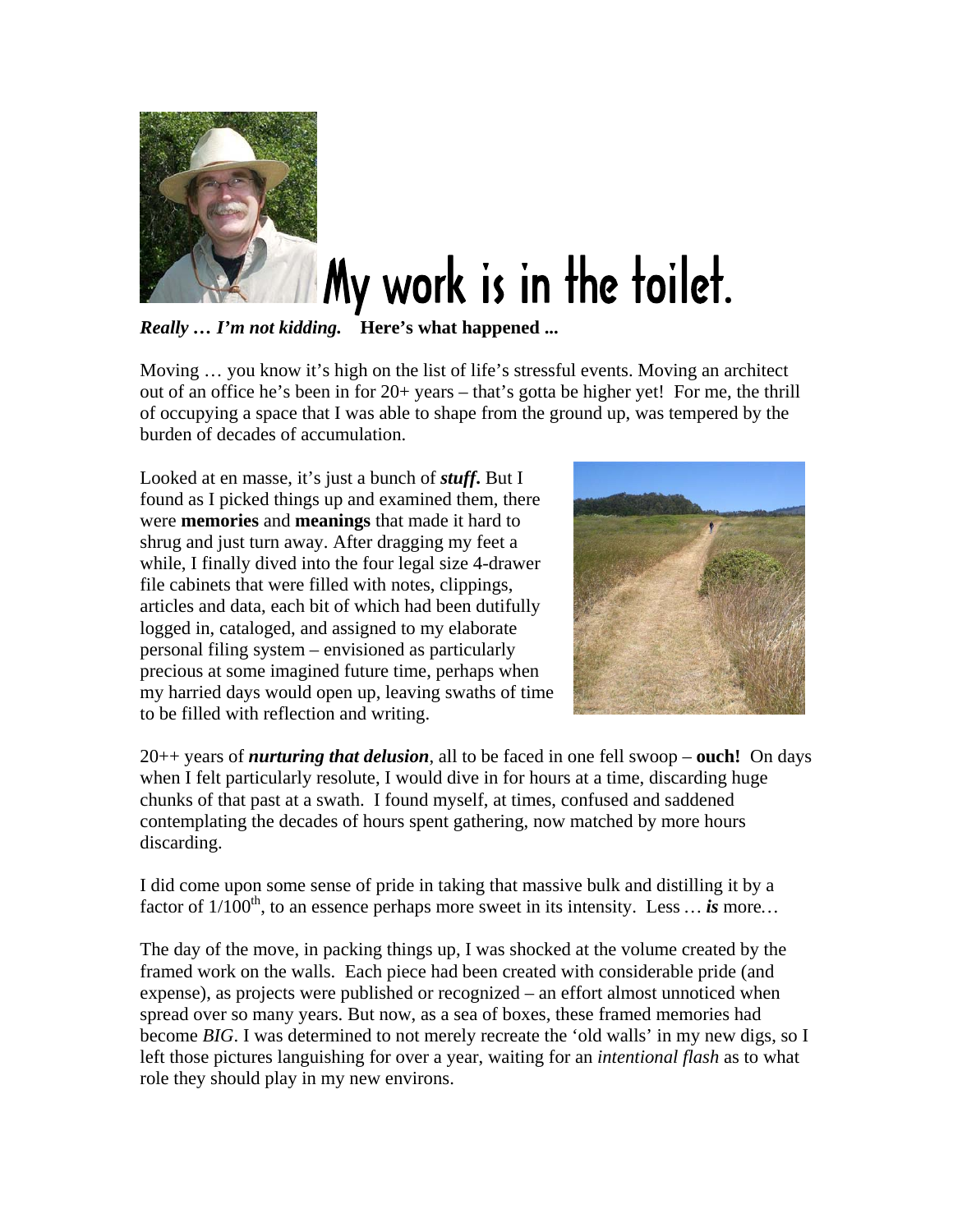# My work is in the toilet.

***Really … I'm not kidding.*** **Here's what happened ...**

Moving … you know it's high on the list of life's stressful events. Moving an architect out of an office he's been in for 20+ years – that's gotta be higher yet! For me, the thrill of occupying a space that I was able to shape from the ground up, was tempered by the burden of decades of accumulation.

Looked at en masse, it's just a bunch of ***stuff***. But I found as I picked things up and examined them, there were **memories** and **meanings** that made it hard to shrug and just turn away. After dragging my feet a while, I finally dived into the four legal size 4-drawer file cabinets that were filled with notes, clippings, articles and data, each bit of which had been dutifully logged in, cataloged, and assigned to my elaborate personal filing system – envisioned as particularly precious at some imagined future time, perhaps when my harried days would open up, leaving swaths of time to be filled with reflection and writing.

20++ years of ***nurturing that delusion***, all to be faced in one fell swoop – **ouch!** On days when I felt particularly resolute, I would dive in for hours at a time, discarding huge chunks of that past at a swath. I found myself, at times, confused and saddened contemplating the decades of hours spent gathering, now matched by more hours discarding.

I did come upon some sense of pride in taking that massive bulk and distilling it by a factor of 1/100th, to an essence perhaps more sweet in its intensity. Less … ***is*** more…

The day of the move, in packing things up, I was shocked at the volume created by the framed work on the walls. Each piece had been created with considerable pride (and expense), as projects were published or recognized – an effort almost unnoticed when spread over so many years. But now, as a sea of boxes, these framed memories had become *BIG*. I was determined to not merely recreate the 'old walls' in my new digs, so I left those pictures languishing for over a year, waiting for an *intentional flash* as to what role they should play in my new environs.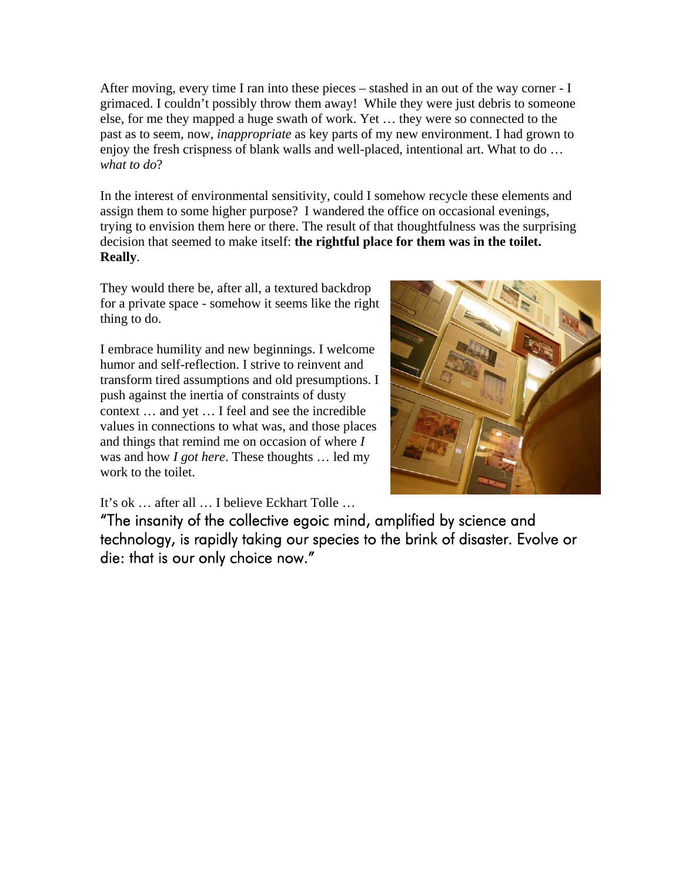After moving, every time I ran into these pieces – stashed in an out of the way corner - I grimaced. I couldn't possibly throw them away! While they were just debris to someone else, for me they mapped a huge swath of work. Yet … they were so connected to the past as to seem, now, *inappropriate* as key parts of my new environment. I had grown to enjoy the fresh crispness of blank walls and well-placed, intentional art. What to do … *what to do*?

In the interest of environmental sensitivity, could I somehow recycle these elements and assign them to some higher purpose? I wandered the office on occasional evenings, trying to envision them here or there. The result of that thoughtfulness was the surprising decision that seemed to make itself: **the rightful place for them was in the toilet. Really**.

They would there be, after all, a textured backdrop for a private space - somehow it seems like the right thing to do.

I embrace humility and new beginnings. I welcome humor and self-reflection. I strive to reinvent and transform tired assumptions and old presumptions. I push against the inertia of constraints of dusty context … and yet … I feel and see the incredible values in connections to what was, and those places and things that remind me on occasion of where *I* was and how *I got here*. These thoughts … led my work to the toilet.

It's ok … after all … I believe Eckhart Tolle …

"The insanity of the collective egoic mind, amplified by science and technology, is rapidly taking our species to the brink of disaster. Evolve or die: that is our only choice now."